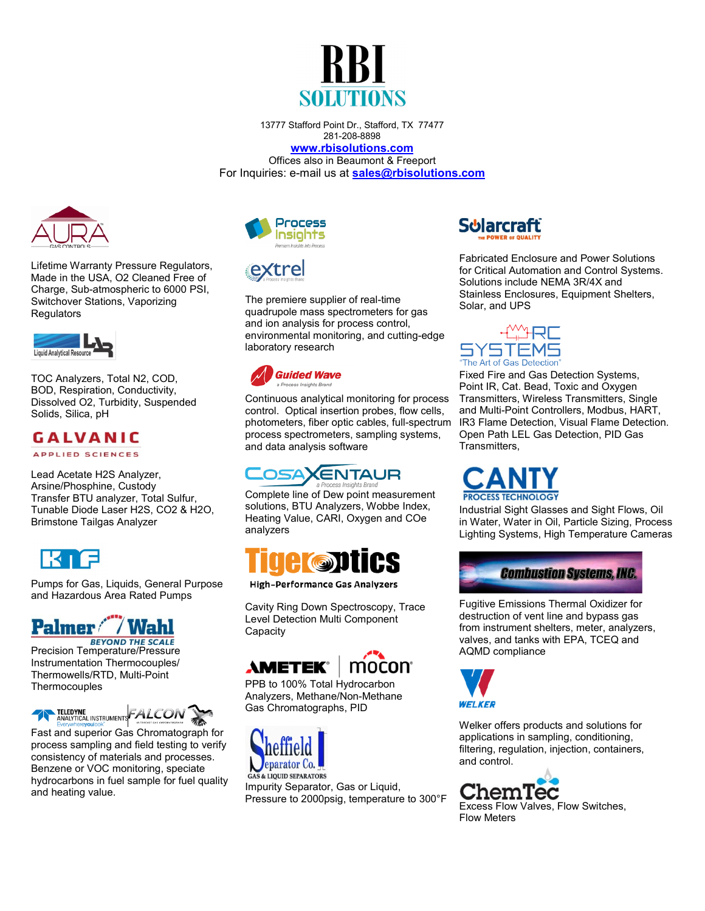# RBI SOLUTIONS

13777 Stafford Point Dr., Stafford, TX 77477
281-208-8898
**www.rbisolutions.com**
Offices also in Beaumont & Freeport
For Inquiries: e-mail us at **sales@rbisolutions.com**

**AURA GAS CONTROLS**

Lifetime Warranty Pressure Regulators, Made in the USA, $O_2$ Cleaned Free of Charge, Sub-atmospheric to 6000 PSI, Switchover Stations, Vaporizing Regulators

**LAR Liquid Analytical Resource**

TOC Analyzers, Total N2, COD, BOD, Respiration, Conductivity, Dissolved O2, Turbidity, Suspended Solids, Silica, pH

**GALVANIC APPLIED SCIENCES**

Lead Acetate H2S Analyzer, Arsine/Phosphine, Custody Transfer BTU analyzer, Total Sulfur, Tunable Diode Laser H2S, CO2 & H2O, Brimstone Tailgas Analyzer

**KNF**

Pumps for Gas, Liquids, General Purpose and Hazardous Area Rated Pumps

**Palmer Wahl** – BEYOND THE SCALE

Precision Temperature/Pressure Instrumentation Thermocouples/ Thermowells/RTD, Multi-Point Thermocouples

**TELEDYNE ANALYTICAL INSTRUMENTS** – Everywhereyoulook / **FALCON**

Fast and superior Gas Chromatograph for process sampling and field testing to verify consistency of materials and processes. Benzene or VOC monitoring, speciate hydrocarbons in fuel sample for fuel quality and heating value.

**Process Insights** – Premium Insights Into Process

**extrel** – a Process Insights Brand

The premiere supplier of real-time quadrupole mass spectrometers for gas and ion analysis for process control, environmental monitoring, and cutting-edge laboratory research

**Guided Wave** – a Process Insights Brand

Continuous analytical monitoring for process control. Optical insertion probes, flow cells, photometers, fiber optic cables, full-spectrum process spectrometers, sampling systems, and data analysis software

**COSA XENTAUR** – a Process Insights Brand

Complete line of Dew point measurement solutions, BTU Analyzers, Wobbe Index, Heating Value, CARI, Oxygen and COe analyzers

**Tiger Optics** – High-Performance Gas Analyzers

Cavity Ring Down Spectroscopy, Trace Level Detection Multi Component Capacity

**AMETEK | mocon**

PPB to 100% Total Hydrocarbon Analyzers, Methane/Non-Methane Gas Chromatographs, PID

**Sheffield Separator Co.** – GAS & LIQUID SEPARATORS

Impurity Separator, Gas or Liquid, Pressure to 2000psig, temperature to 300°F

**Solarcraft** – THE POWER OF QUALITY

Fabricated Enclosure and Power Solutions for Critical Automation and Control Systems. Solutions include NEMA 3R/4X and Stainless Enclosures, Equipment Shelters, Solar, and UPS

**RC SYSTEMS** – "The Art of Gas Detection"

Fixed Fire and Gas Detection Systems, Point IR, Cat. Bead, Toxic and Oxygen Transmitters, Wireless Transmitters, Single and Multi-Point Controllers, Modbus, HART, IR3 Flame Detection, Visual Flame Detection. Open Path LEL Gas Detection, PID Gas Transmitters,

**CANTY PROCESS TECHNOLOGY**

Industrial Sight Glasses and Sight Flows, Oil in Water, Water in Oil, Particle Sizing, Process Lighting Systems, High Temperature Cameras

**Combustion Systems, INC.**

Fugitive Emissions Thermal Oxidizer for destruction of vent line and bypass gas from instrument shelters, meter, analyzers, valves, and tanks with EPA, TCEQ and AQMD compliance

**WELKER**

Welker offers products and solutions for applications in sampling, conditioning, filtering, regulation, injection, containers, and control.

**ChemTec**

Excess Flow Valves, Flow Switches, Flow Meters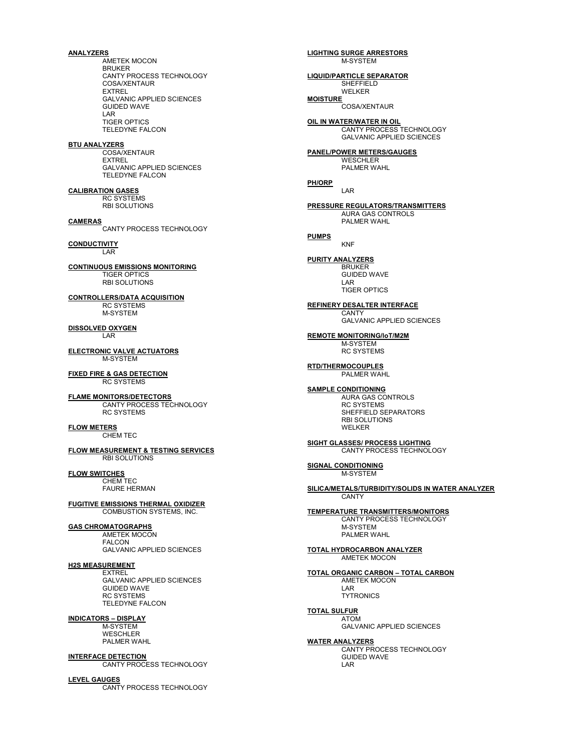**ANALYZERS**

- AMETEK MOCON
- BRUKER
- CANTY PROCESS TECHNOLOGY
- COSA/XENTAUR
- EXTREL
- GALVANIC APPLIED SCIENCES
- GUIDED WAVE
- LAR
- TIGER OPTICS
- TELEDYNE FALCON

**BTU ANALYZERS**

- COSA/XENTAUR
- EXTREL
- GALVANIC APPLIED SCIENCES
- TELEDYNE FALCON

**CALIBRATION GASES**

- RC SYSTEMS
- RBI SOLUTIONS

**CAMERAS**

- CANTY PROCESS TECHNOLOGY

**CONDUCTIVITY**

- LAR

**CONTINUOUS EMISSIONS MONITORING**

- TIGER OPTICS
- RBI SOLUTIONS

**CONTROLLERS/DATA ACQUISITION**

- RC SYSTEMS
- M-SYSTEM

**DISSOLVED OXYGEN**

- LAR

**ELECTRONIC VALVE ACTUATORS**

- M-SYSTEM

**FIXED FIRE & GAS DETECTION**

- RC SYSTEMS

**FLAME MONITORS/DETECTORS**

- CANTY PROCESS TECHNOLOGY
- RC SYSTEMS

**FLOW METERS**

- CHEM TEC

**FLOW MEASUREMENT & TESTING SERVICES**

- RBI SOLUTIONS

**FLOW SWITCHES**

- CHEM TEC
- FAURE HERMAN

**FUGITIVE EMISSIONS THERMAL OXIDIZER**

- COMBUSTION SYSTEMS, INC.

**GAS CHROMATOGRAPHS**

- AMETEK MOCON
- FALCON
- GALVANIC APPLIED SCIENCES

**H2S MEASUREMENT**

- EXTREL
- GALVANIC APPLIED SCIENCES
- GUIDED WAVE
- RC SYSTEMS
- TELEDYNE FALCON

**INDICATORS – DISPLAY**

- M-SYSTEM
- WESCHLER
- PALMER WAHL

**INTERFACE DETECTION**

- CANTY PROCESS TECHNOLOGY

**LEVEL GAUGES**

- CANTY PROCESS TECHNOLOGY

**LIGHTING SURGE ARRESTORS**

- M-SYSTEM

**LIQUID/PARTICLE SEPARATOR**

- SHEFFIELD
- WELKER

**MOISTURE**

- COSA/XENTAUR

**OIL IN WATER/WATER IN OIL**

- CANTY PROCESS TECHNOLOGY
- GALVANIC APPLIED SCIENCES

**PANEL/POWER METERS/GAUGES**

- WESCHLER
- PALMER WAHL

**PH/ORP**

- LAR

**PRESSURE REGULATORS/TRANSMITTERS**

- AURA GAS CONTROLS
- PALMER WAHL

**PUMPS**

- KNF

**PURITY ANALYZERS**

- BRUKER
- GUIDED WAVE
- LAR
- TIGER OPTICS

**REFINERY DESALTER INTERFACE**

- CANTY
- GALVANIC APPLIED SCIENCES

**REMOTE MONITORING/IoT/M2M**

- M-SYSTEM
- RC SYSTEMS

**RTD/THERMOCOUPLES**

- PALMER WAHL

**SAMPLE CONDITIONING**

- AURA GAS CONTROLS
- RC SYSTEMS
- SHEFFIELD SEPARATORS
- RBI SOLUTIONS
- WELKER

**SIGHT GLASSES/ PROCESS LIGHTING**

- CANTY PROCESS TECHNOLOGY

**SIGNAL CONDITIONING**

- M-SYSTEM

**SILICA/METALS/TURBIDITY/SOLIDS IN WATER ANALYZER**

- CANTY

**TEMPERATURE TRANSMITTERS/MONITORS**

- CANTY PROCESS TECHNOLOGY
- M-SYSTEM
- PALMER WAHL

**TOTAL HYDROCARBON ANALYZER**

- AMETEK MOCON

**TOTAL ORGANIC CARBON – TOTAL CARBON**

- AMETEK MOCON
- LAR
- TYTRONICS

**TOTAL SULFUR**

- ATOM
- GALVANIC APPLIED SCIENCES

**WATER ANALYZERS**

- CANTY PROCESS TECHNOLOGY
- GUIDED WAVE
- LAR